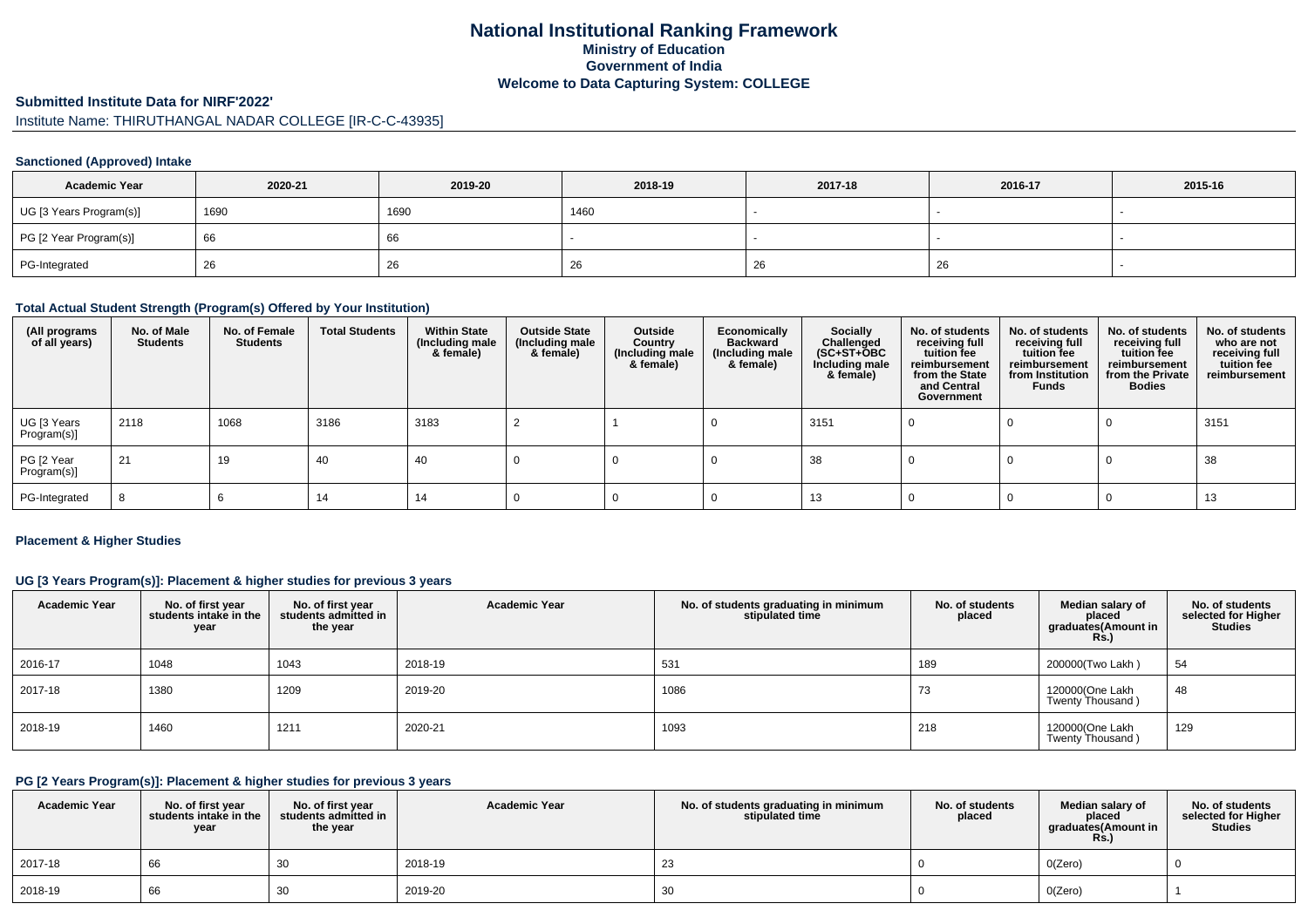# National Institutional Ranking Framework
## Ministry of Education
## Government of India
## Welcome to Data Capturing System: COLLEGE

**Submitted Institute Data for NIRF'2022'**

Institute Name: THIRUTHANGAL NADAR COLLEGE [IR-C-C-43935]

### Sanctioned (Approved) Intake

| Academic Year | 2020-21 | 2019-20 | 2018-19 | 2017-18 | 2016-17 | 2015-16 |
|---|---|---|---|---|---|---|
| UG [3 Years Program(s)] | 1690 | 1690 | 1460 | - | - | - |
| PG [2 Year Program(s)] | 66 | 66 | - | - | - | - |
| PG-Integrated | 26 | 26 | 26 | 26 | 26 | - |

### Total Actual Student Strength (Program(s) Offered by Your Institution)

| (All programs of all years) | No. of Male Students | No. of Female Students | Total Students | Within State (Including male & female) | Outside State (Including male & female) | Outside Country (Including male & female) | Economically Backward (Including male & female) | Socially Challenged (SC+ST+OBC Including male & female) | No. of students receiving full tuition fee reimbursement from the State and Central Government | No. of students receiving full tuition fee reimbursement from Institution Funds | No. of students receiving full tuition fee reimbursement from the Private Bodies | No. of students who are not receiving full tuition fee reimbursement |
|---|---|---|---|---|---|---|---|---|---|---|---|---|
| UG [3 Years Program(s)] | 2118 | 1068 | 3186 | 3183 | 2 | 1 | 0 | 3151 | 0 | 0 | 0 | 3151 |
| PG [2 Year Program(s)] | 21 | 19 | 40 | 40 | 0 | 0 | 0 | 38 | 0 | 0 | 0 | 38 |
| PG-Integrated | 8 | 6 | 14 | 14 | 0 | 0 | 0 | 13 | 0 | 0 | 0 | 13 |

### Placement & Higher Studies

#### UG [3 Years Program(s)]: Placement & higher studies for previous 3 years

| Academic Year | No. of first year students intake in the year | No. of first year students admitted in the year | Academic Year | No. of students graduating in minimum stipulated time | No. of students placed | Median salary of placed graduates(Amount in Rs.) | No. of students selected for Higher Studies |
|---|---|---|---|---|---|---|---|
| 2016-17 | 1048 | 1043 | 2018-19 | 531 | 189 | 200000(Two Lakh ) | 54 |
| 2017-18 | 1380 | 1209 | 2019-20 | 1086 | 73 | 120000(One Lakh Twenty Thousand ) | 48 |
| 2018-19 | 1460 | 1211 | 2020-21 | 1093 | 218 | 120000(One Lakh Twenty Thousand ) | 129 |

#### PG [2 Years Program(s)]: Placement & higher studies for previous 3 years

| Academic Year | No. of first year students intake in the year | No. of first year students admitted in the year | Academic Year | No. of students graduating in minimum stipulated time | No. of students placed | Median salary of placed graduates(Amount in Rs.) | No. of students selected for Higher Studies |
|---|---|---|---|---|---|---|---|
| 2017-18 | 66 | 30 | 2018-19 | 23 | 0 | 0(Zero) | 0 |
| 2018-19 | 66 | 30 | 2019-20 | 30 | 0 | 0(Zero) | 1 |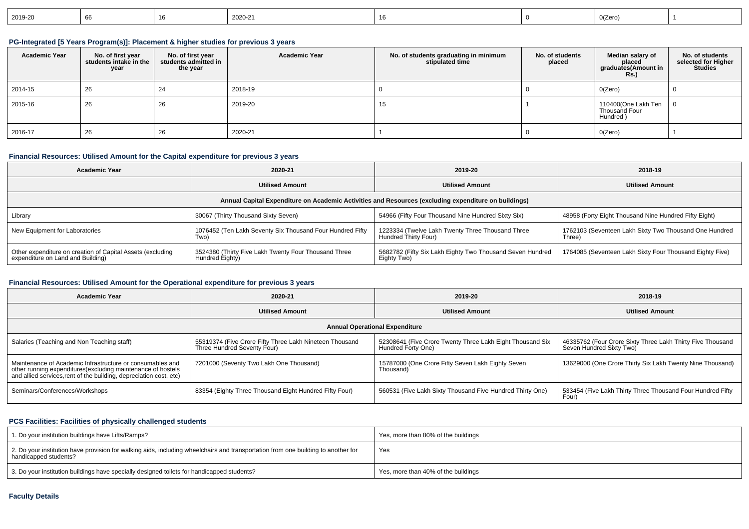| 2019-20 | 66 | 16 | 2020-21 | 16 | 0 | 0(Zero) | 1 |
|---|---|---|---|---|---|---|---|

### PG-Integrated [5 Years Program(s)]: Placement & higher studies for previous 3 years

| Academic Year | No. of first year students intake in the year | No. of first year students admitted in the year | Academic Year | No. of students graduating in minimum stipulated time | No. of students placed | Median salary of placed graduates(Amount in Rs.) | No. of students selected for Higher Studies |
|---|---|---|---|---|---|---|---|
| 2014-15 | 26 | 24 | 2018-19 | 0 | 0 | 0(Zero) | 0 |
| 2015-16 | 26 | 26 | 2019-20 | 15 | 1 | 110400(One Lakh Ten Thousand Four Hundred ) | 0 |
| 2016-17 | 26 | 26 | 2020-21 | 1 | 0 | 0(Zero) | 1 |

### Financial Resources: Utilised Amount for the Capital expenditure for previous 3 years

| Academic Year | 2020-21 | 2019-20 | 2018-19 |
|---|---|---|---|
| | Utilised Amount | Utilised Amount | Utilised Amount |
| Annual Capital Expenditure on Academic Activities and Resources (excluding expenditure on buildings) | | | |
| Library | 30067 (Thirty Thousand Sixty Seven) | 54966 (Fifty Four Thousand Nine Hundred Sixty Six) | 48958 (Forty Eight Thousand Nine Hundred Fifty Eight) |
| New Equipment for Laboratories | 1076452 (Ten Lakh Seventy Six Thousand Four Hundred Fifty Two) | 1223334 (Twelve Lakh Twenty Three Thousand Three Hundred Thirty Four) | 1762103 (Seventeen Lakh Sixty Two Thousand One Hundred Three) |
| Other expenditure on creation of Capital Assets (excluding expenditure on Land and Building) | 3524380 (Thirty Five Lakh Twenty Four Thousand Three Hundred Eighty) | 5682782 (Fifty Six Lakh Eighty Two Thousand Seven Hundred Eighty Two) | 1764085 (Seventeen Lakh Sixty Four Thousand Eighty Five) |

### Financial Resources: Utilised Amount for the Operational expenditure for previous 3 years

| Academic Year | 2020-21 | 2019-20 | 2018-19 |
|---|---|---|---|
| | Utilised Amount | Utilised Amount | Utilised Amount |
| Annual Operational Expenditure | | | |
| Salaries (Teaching and Non Teaching staff) | 55319374 (Five Crore Fifty Three Lakh Nineteen Thousand Three Hundred Seventy Four) | 52308641 (Five Crore Twenty Three Lakh Eight Thousand Six Hundred Forty One) | 46335762 (Four Crore Sixty Three Lakh Thirty Five Thousand Seven Hundred Sixty Two) |
| Maintenance of Academic Infrastructure or consumables and other running expenditures(excluding maintenance of hostels and allied services,rent of the building, depreciation cost, etc) | 7201000 (Seventy Two Lakh One Thousand) | 15787000 (One Crore Fifty Seven Lakh Eighty Seven Thousand) | 13629000 (One Crore Thirty Six Lakh Twenty Nine Thousand) |
| Seminars/Conferences/Workshops | 83354 (Eighty Three Thousand Eight Hundred Fifty Four) | 560531 (Five Lakh Sixty Thousand Five Hundred Thirty One) | 533454 (Five Lakh Thirty Three Thousand Four Hundred Fifty Four) |

### PCS Facilities: Facilities of physically challenged students

| | |
|---|---|
| 1. Do your institution buildings have Lifts/Ramps? | Yes, more than 80% of the buildings |
| 2. Do your institution have provision for walking aids, including wheelchairs and transportation from one building to another for handicapped students? | Yes |
| 3. Do your institution buildings have specially designed toilets for handicapped students? | Yes, more than 40% of the buildings |

### Faculty Details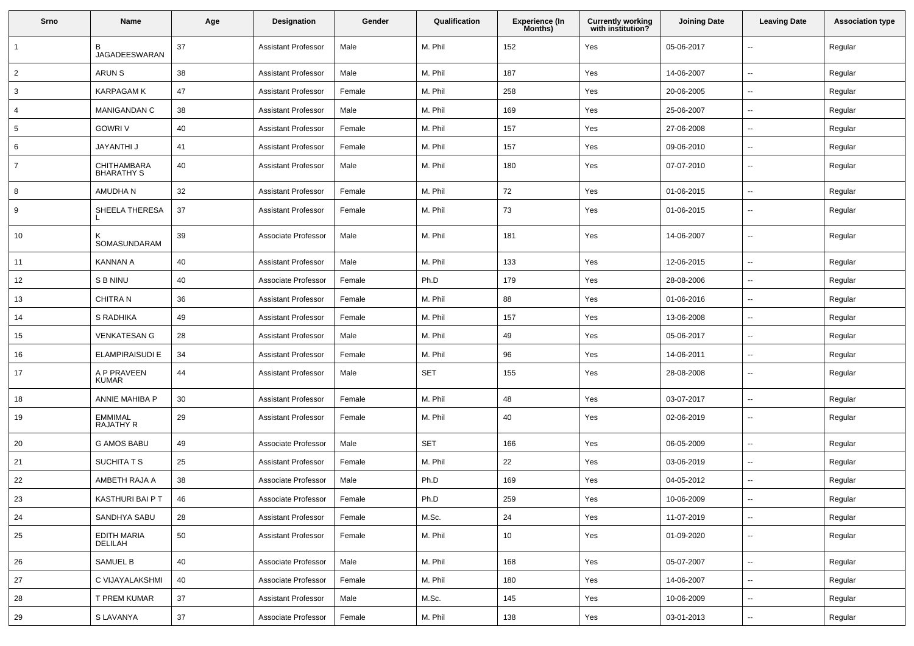| Srno | Name | Age | Designation | Gender | Qualification | Experience (In Months) | Currently working with institution? | Joining Date | Leaving Date | Association type |
|---|---|---|---|---|---|---|---|---|---|---|
| 1 | B JAGADEESWARAN | 37 | Assistant Professor | Male | M. Phil | 152 | Yes | 05-06-2017 | -- | Regular |
| 2 | ARUN S | 38 | Assistant Professor | Male | M. Phil | 187 | Yes | 14-06-2007 | -- | Regular |
| 3 | KARPAGAM K | 47 | Assistant Professor | Female | M. Phil | 258 | Yes | 20-06-2005 | -- | Regular |
| 4 | MANIGANDAN C | 38 | Assistant Professor | Male | M. Phil | 169 | Yes | 25-06-2007 | -- | Regular |
| 5 | GOWRI V | 40 | Assistant Professor | Female | M. Phil | 157 | Yes | 27-06-2008 | -- | Regular |
| 6 | JAYANTHI J | 41 | Assistant Professor | Female | M. Phil | 157 | Yes | 09-06-2010 | -- | Regular |
| 7 | CHITHAMBARA BHARATHY S | 40 | Assistant Professor | Male | M. Phil | 180 | Yes | 07-07-2010 | -- | Regular |
| 8 | AMUDHA N | 32 | Assistant Professor | Female | M. Phil | 72 | Yes | 01-06-2015 | -- | Regular |
| 9 | SHEELA THERESA L | 37 | Assistant Professor | Female | M. Phil | 73 | Yes | 01-06-2015 | -- | Regular |
| 10 | K SOMASUNDARAM | 39 | Associate Professor | Male | M. Phil | 181 | Yes | 14-06-2007 | -- | Regular |
| 11 | KANNAN A | 40 | Assistant Professor | Male | M. Phil | 133 | Yes | 12-06-2015 | -- | Regular |
| 12 | S B NINU | 40 | Associate Professor | Female | Ph.D | 179 | Yes | 28-08-2006 | -- | Regular |
| 13 | CHITRA N | 36 | Assistant Professor | Female | M. Phil | 88 | Yes | 01-06-2016 | -- | Regular |
| 14 | S RADHIKA | 49 | Assistant Professor | Female | M. Phil | 157 | Yes | 13-06-2008 | -- | Regular |
| 15 | VENKATESAN G | 28 | Assistant Professor | Male | M. Phil | 49 | Yes | 05-06-2017 | -- | Regular |
| 16 | ELAMPIRAISUDI E | 34 | Assistant Professor | Female | M. Phil | 96 | Yes | 14-06-2011 | -- | Regular |
| 17 | A P PRAVEEN KUMAR | 44 | Assistant Professor | Male | SET | 155 | Yes | 28-08-2008 | -- | Regular |
| 18 | ANNIE MAHIBA P | 30 | Assistant Professor | Female | M. Phil | 48 | Yes | 03-07-2017 | -- | Regular |
| 19 | EMMIMAL RAJATHY R | 29 | Assistant Professor | Female | M. Phil | 40 | Yes | 02-06-2019 | -- | Regular |
| 20 | G AMOS BABU | 49 | Associate Professor | Male | SET | 166 | Yes | 06-05-2009 | -- | Regular |
| 21 | SUCHITA T S | 25 | Assistant Professor | Female | M. Phil | 22 | Yes | 03-06-2019 | -- | Regular |
| 22 | AMBETH RAJA A | 38 | Associate Professor | Male | Ph.D | 169 | Yes | 04-05-2012 | -- | Regular |
| 23 | KASTHURI BAI P T | 46 | Associate Professor | Female | Ph.D | 259 | Yes | 10-06-2009 | -- | Regular |
| 24 | SANDHYA SABU | 28 | Assistant Professor | Female | M.Sc. | 24 | Yes | 11-07-2019 | -- | Regular |
| 25 | EDITH MARIA DELILAH | 50 | Assistant Professor | Female | M. Phil | 10 | Yes | 01-09-2020 | -- | Regular |
| 26 | SAMUEL B | 40 | Associate Professor | Male | M. Phil | 168 | Yes | 05-07-2007 | -- | Regular |
| 27 | C VIJAYALAKSHMI | 40 | Associate Professor | Female | M. Phil | 180 | Yes | 14-06-2007 | -- | Regular |
| 28 | T PREM KUMAR | 37 | Assistant Professor | Male | M.Sc. | 145 | Yes | 10-06-2009 | -- | Regular |
| 29 | S LAVANYA | 37 | Associate Professor | Female | M. Phil | 138 | Yes | 03-01-2013 | -- | Regular |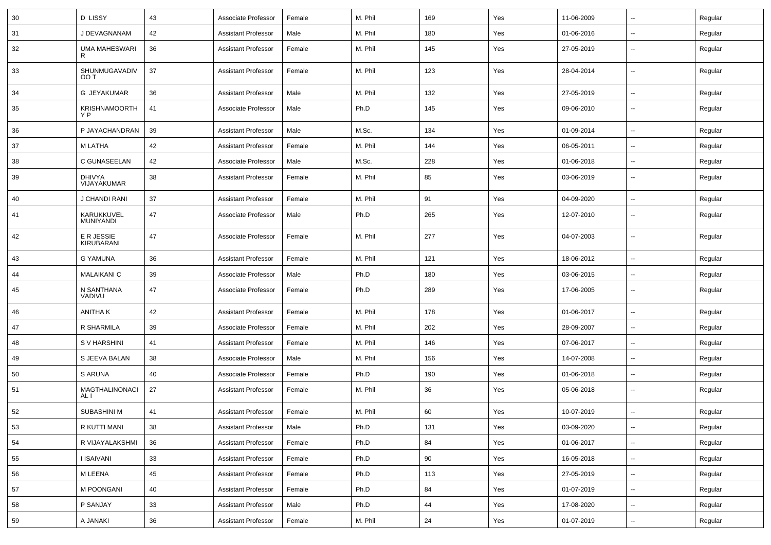| 30 | D LISSY | 43 | Associate Professor | Female | M. Phil | 169 | Yes | 11-06-2009 | -- | Regular |
|---|---|---|---|---|---|---|---|---|---|---|
| 31 | J DEVAGNANAM | 42 | Assistant Professor | Male | M. Phil | 180 | Yes | 01-06-2016 | -- | Regular |
| 32 | UMA MAHESWARI R | 36 | Assistant Professor | Female | M. Phil | 145 | Yes | 27-05-2019 | -- | Regular |
| 33 | SHUNMUGAVADIVOO T | 37 | Assistant Professor | Female | M. Phil | 123 | Yes | 28-04-2014 | -- | Regular |
| 34 | G JEYAKUMAR | 36 | Assistant Professor | Male | M. Phil | 132 | Yes | 27-05-2019 | -- | Regular |
| 35 | KRISHNAMOORTHY P | 41 | Associate Professor | Male | Ph.D | 145 | Yes | 09-06-2010 | -- | Regular |
| 36 | P JAYACHANDRAN | 39 | Assistant Professor | Male | M.Sc. | 134 | Yes | 01-09-2014 | -- | Regular |
| 37 | M LATHA | 42 | Assistant Professor | Female | M. Phil | 144 | Yes | 06-05-2011 | -- | Regular |
| 38 | C GUNASEELAN | 42 | Associate Professor | Male | M.Sc. | 228 | Yes | 01-06-2018 | -- | Regular |
| 39 | DHIVYA VIJAYAKUMAR | 38 | Assistant Professor | Female | M. Phil | 85 | Yes | 03-06-2019 | -- | Regular |
| 40 | J CHANDI RANI | 37 | Assistant Professor | Female | M. Phil | 91 | Yes | 04-09-2020 | -- | Regular |
| 41 | KARUKKUVEL MUNIYANDI | 47 | Associate Professor | Male | Ph.D | 265 | Yes | 12-07-2010 | -- | Regular |
| 42 | E R JESSIE KIRUBARANI | 47 | Associate Professor | Female | M. Phil | 277 | Yes | 04-07-2003 | -- | Regular |
| 43 | G YAMUNA | 36 | Assistant Professor | Female | M. Phil | 121 | Yes | 18-06-2012 | -- | Regular |
| 44 | MALAIKANI C | 39 | Associate Professor | Male | Ph.D | 180 | Yes | 03-06-2015 | -- | Regular |
| 45 | N SANTHANA VADIVU | 47 | Associate Professor | Female | Ph.D | 289 | Yes | 17-06-2005 | -- | Regular |
| 46 | ANITHA K | 42 | Assistant Professor | Female | M. Phil | 178 | Yes | 01-06-2017 | -- | Regular |
| 47 | R SHARMILA | 39 | Associate Professor | Female | M. Phil | 202 | Yes | 28-09-2007 | -- | Regular |
| 48 | S V HARSHINI | 41 | Assistant Professor | Female | M. Phil | 146 | Yes | 07-06-2017 | -- | Regular |
| 49 | S JEEVA BALAN | 38 | Associate Professor | Male | M. Phil | 156 | Yes | 14-07-2008 | -- | Regular |
| 50 | S ARUNA | 40 | Associate Professor | Female | Ph.D | 190 | Yes | 01-06-2018 | -- | Regular |
| 51 | MAGTHALINONACIAL I | 27 | Assistant Professor | Female | M. Phil | 36 | Yes | 05-06-2018 | -- | Regular |
| 52 | SUBASHINI M | 41 | Assistant Professor | Female | M. Phil | 60 | Yes | 10-07-2019 | -- | Regular |
| 53 | R KUTTI MANI | 38 | Assistant Professor | Male | Ph.D | 131 | Yes | 03-09-2020 | -- | Regular |
| 54 | R VIJAYALAKSHMI | 36 | Assistant Professor | Female | Ph.D | 84 | Yes | 01-06-2017 | -- | Regular |
| 55 | I ISAIVANI | 33 | Assistant Professor | Female | Ph.D | 90 | Yes | 16-05-2018 | -- | Regular |
| 56 | M LEENA | 45 | Assistant Professor | Female | Ph.D | 113 | Yes | 27-05-2019 | -- | Regular |
| 57 | M POONGANI | 40 | Assistant Professor | Female | Ph.D | 84 | Yes | 01-07-2019 | -- | Regular |
| 58 | P SANJAY | 33 | Assistant Professor | Male | Ph.D | 44 | Yes | 17-08-2020 | -- | Regular |
| 59 | A JANAKI | 36 | Assistant Professor | Female | M. Phil | 24 | Yes | 01-07-2019 | -- | Regular |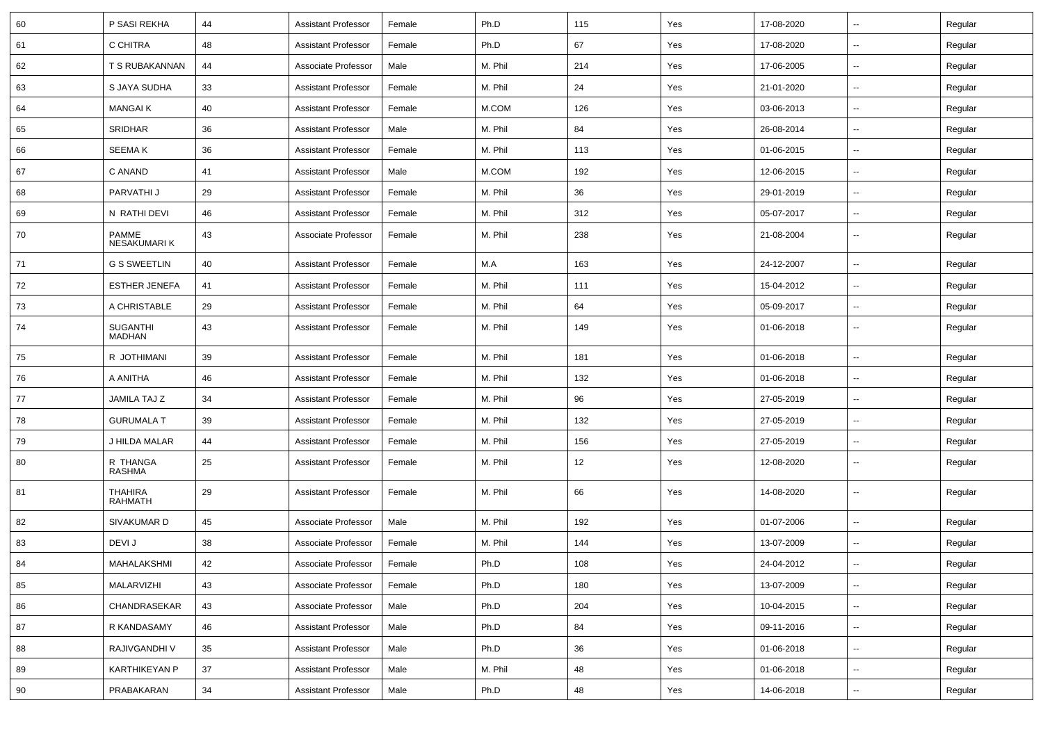| 60 | P SASI REKHA | 44 | Assistant Professor | Female | Ph.D | 115 | Yes | 17-08-2020 | -- | Regular |
|---|---|---|---|---|---|---|---|---|---|---|
| 61 | C CHITRA | 48 | Assistant Professor | Female | Ph.D | 67 | Yes | 17-08-2020 | -- | Regular |
| 62 | T S RUBAKANNAN | 44 | Associate Professor | Male | M. Phil | 214 | Yes | 17-06-2005 | -- | Regular |
| 63 | S JAYA SUDHA | 33 | Assistant Professor | Female | M. Phil | 24 | Yes | 21-01-2020 | -- | Regular |
| 64 | MANGAI K | 40 | Assistant Professor | Female | M.COM | 126 | Yes | 03-06-2013 | -- | Regular |
| 65 | SRIDHAR | 36 | Assistant Professor | Male | M. Phil | 84 | Yes | 26-08-2014 | -- | Regular |
| 66 | SEEMA K | 36 | Assistant Professor | Female | M. Phil | 113 | Yes | 01-06-2015 | -- | Regular |
| 67 | C ANAND | 41 | Assistant Professor | Male | M.COM | 192 | Yes | 12-06-2015 | -- | Regular |
| 68 | PARVATHI J | 29 | Assistant Professor | Female | M. Phil | 36 | Yes | 29-01-2019 | -- | Regular |
| 69 | N RATHI DEVI | 46 | Assistant Professor | Female | M. Phil | 312 | Yes | 05-07-2017 | -- | Regular |
| 70 | PAMME NESAKUMARI K | 43 | Associate Professor | Female | M. Phil | 238 | Yes | 21-08-2004 | -- | Regular |
| 71 | G S SWEETLIN | 40 | Assistant Professor | Female | M.A | 163 | Yes | 24-12-2007 | -- | Regular |
| 72 | ESTHER JENEFA | 41 | Assistant Professor | Female | M. Phil | 111 | Yes | 15-04-2012 | -- | Regular |
| 73 | A CHRISTABLE | 29 | Assistant Professor | Female | M. Phil | 64 | Yes | 05-09-2017 | -- | Regular |
| 74 | SUGANTHI MADHAN | 43 | Assistant Professor | Female | M. Phil | 149 | Yes | 01-06-2018 | -- | Regular |
| 75 | R JOTHIMANI | 39 | Assistant Professor | Female | M. Phil | 181 | Yes | 01-06-2018 | -- | Regular |
| 76 | A ANITHA | 46 | Assistant Professor | Female | M. Phil | 132 | Yes | 01-06-2018 | -- | Regular |
| 77 | JAMILA TAJ Z | 34 | Assistant Professor | Female | M. Phil | 96 | Yes | 27-05-2019 | -- | Regular |
| 78 | GURUMALA T | 39 | Assistant Professor | Female | M. Phil | 132 | Yes | 27-05-2019 | -- | Regular |
| 79 | J HILDA MALAR | 44 | Assistant Professor | Female | M. Phil | 156 | Yes | 27-05-2019 | -- | Regular |
| 80 | R THANGA RASHMA | 25 | Assistant Professor | Female | M. Phil | 12 | Yes | 12-08-2020 | -- | Regular |
| 81 | THAHIRA RAHMATH | 29 | Assistant Professor | Female | M. Phil | 66 | Yes | 14-08-2020 | -- | Regular |
| 82 | SIVAKUMAR D | 45 | Associate Professor | Male | M. Phil | 192 | Yes | 01-07-2006 | -- | Regular |
| 83 | DEVI J | 38 | Associate Professor | Female | M. Phil | 144 | Yes | 13-07-2009 | -- | Regular |
| 84 | MAHALAKSHMI | 42 | Associate Professor | Female | Ph.D | 108 | Yes | 24-04-2012 | -- | Regular |
| 85 | MALARVIZHI | 43 | Associate Professor | Female | Ph.D | 180 | Yes | 13-07-2009 | -- | Regular |
| 86 | CHANDRASEKAR | 43 | Associate Professor | Male | Ph.D | 204 | Yes | 10-04-2015 | -- | Regular |
| 87 | R KANDASAMY | 46 | Assistant Professor | Male | Ph.D | 84 | Yes | 09-11-2016 | -- | Regular |
| 88 | RAJIVGANDHI V | 35 | Assistant Professor | Male | Ph.D | 36 | Yes | 01-06-2018 | -- | Regular |
| 89 | KARTHIKEYAN P | 37 | Assistant Professor | Male | M. Phil | 48 | Yes | 01-06-2018 | -- | Regular |
| 90 | PRABAKARAN | 34 | Assistant Professor | Male | Ph.D | 48 | Yes | 14-06-2018 | -- | Regular |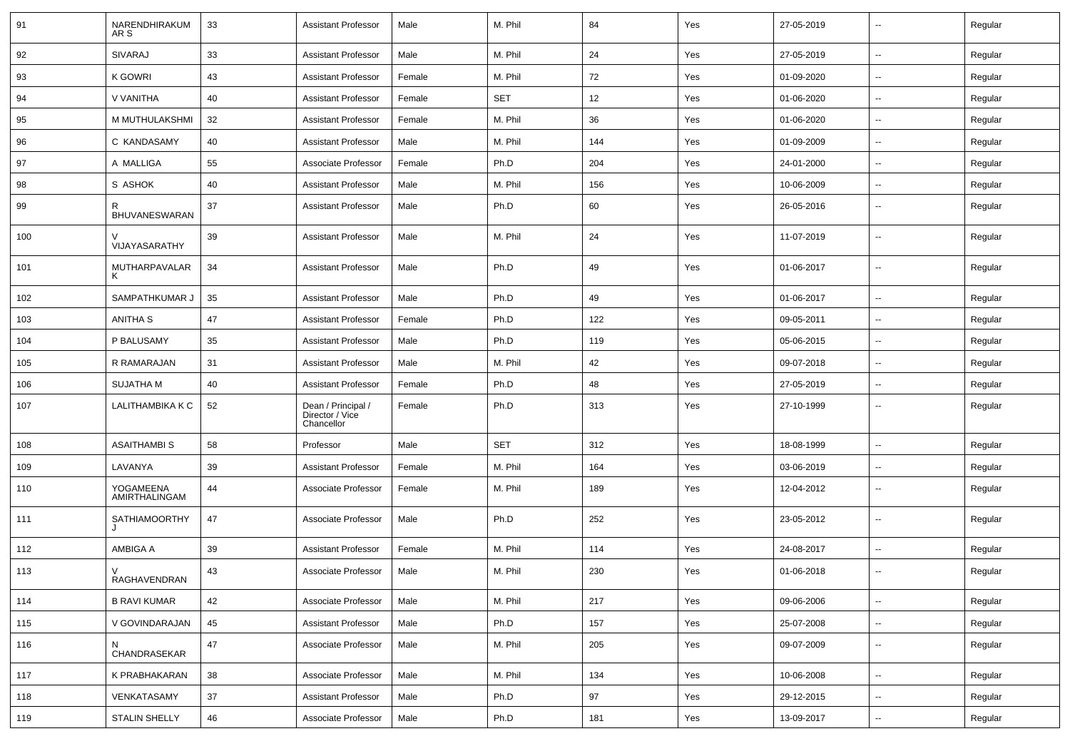| 91 | NARENDHIRAKUMAR S | 33 | Assistant Professor | Male | M. Phil | 84 | Yes | 27-05-2019 | -- | Regular |
|---|---|---|---|---|---|---|---|---|---|---|
| 92 | SIVARAJ | 33 | Assistant Professor | Male | M. Phil | 24 | Yes | 27-05-2019 | -- | Regular |
| 93 | K GOWRI | 43 | Assistant Professor | Female | M. Phil | 72 | Yes | 01-09-2020 | -- | Regular |
| 94 | V VANITHA | 40 | Assistant Professor | Female | SET | 12 | Yes | 01-06-2020 | -- | Regular |
| 95 | M MUTHULAKSHMI | 32 | Assistant Professor | Female | M. Phil | 36 | Yes | 01-06-2020 | -- | Regular |
| 96 | C KANDASAMY | 40 | Assistant Professor | Male | M. Phil | 144 | Yes | 01-09-2009 | -- | Regular |
| 97 | A MALLIGA | 55 | Associate Professor | Female | Ph.D | 204 | Yes | 24-01-2000 | -- | Regular |
| 98 | S ASHOK | 40 | Assistant Professor | Male | M. Phil | 156 | Yes | 10-06-2009 | -- | Regular |
| 99 | R BHUVANESWARAN | 37 | Assistant Professor | Male | Ph.D | 60 | Yes | 26-05-2016 | -- | Regular |
| 100 | V VIJAYASARATHY | 39 | Assistant Professor | Male | M. Phil | 24 | Yes | 11-07-2019 | -- | Regular |
| 101 | MUTHARPAVALAR K | 34 | Assistant Professor | Male | Ph.D | 49 | Yes | 01-06-2017 | -- | Regular |
| 102 | SAMPATHKUMAR J | 35 | Assistant Professor | Male | Ph.D | 49 | Yes | 01-06-2017 | -- | Regular |
| 103 | ANITHA S | 47 | Assistant Professor | Female | Ph.D | 122 | Yes | 09-05-2011 | -- | Regular |
| 104 | P BALUSAMY | 35 | Assistant Professor | Male | Ph.D | 119 | Yes | 05-06-2015 | -- | Regular |
| 105 | R RAMARAJAN | 31 | Assistant Professor | Male | M. Phil | 42 | Yes | 09-07-2018 | -- | Regular |
| 106 | SUJATHA M | 40 | Assistant Professor | Female | Ph.D | 48 | Yes | 27-05-2019 | -- | Regular |
| 107 | LALITHAMBIKA K C | 52 | Dean / Principal / Director / Vice Chancellor | Female | Ph.D | 313 | Yes | 27-10-1999 | -- | Regular |
| 108 | ASAITHAMBI S | 58 | Professor | Male | SET | 312 | Yes | 18-08-1999 | -- | Regular |
| 109 | LAVANYA | 39 | Assistant Professor | Female | M. Phil | 164 | Yes | 03-06-2019 | -- | Regular |
| 110 | YOGAMEENA AMIRTHALINGAM | 44 | Associate Professor | Female | M. Phil | 189 | Yes | 12-04-2012 | -- | Regular |
| 111 | SATHIAMOORTHY J | 47 | Associate Professor | Male | Ph.D | 252 | Yes | 23-05-2012 | -- | Regular |
| 112 | AMBIGA A | 39 | Assistant Professor | Female | M. Phil | 114 | Yes | 24-08-2017 | -- | Regular |
| 113 | V RAGHAVENDRAN | 43 | Associate Professor | Male | M. Phil | 230 | Yes | 01-06-2018 | -- | Regular |
| 114 | B RAVI KUMAR | 42 | Associate Professor | Male | M. Phil | 217 | Yes | 09-06-2006 | -- | Regular |
| 115 | V GOVINDARAJAN | 45 | Assistant Professor | Male | Ph.D | 157 | Yes | 25-07-2008 | -- | Regular |
| 116 | N CHANDRASEKAR | 47 | Associate Professor | Male | M. Phil | 205 | Yes | 09-07-2009 | -- | Regular |
| 117 | K PRABHAKARAN | 38 | Associate Professor | Male | M. Phil | 134 | Yes | 10-06-2008 | -- | Regular |
| 118 | VENKATASAMY | 37 | Assistant Professor | Male | Ph.D | 97 | Yes | 29-12-2015 | -- | Regular |
| 119 | STALIN SHELLY | 46 | Associate Professor | Male | Ph.D | 181 | Yes | 13-09-2017 | -- | Regular |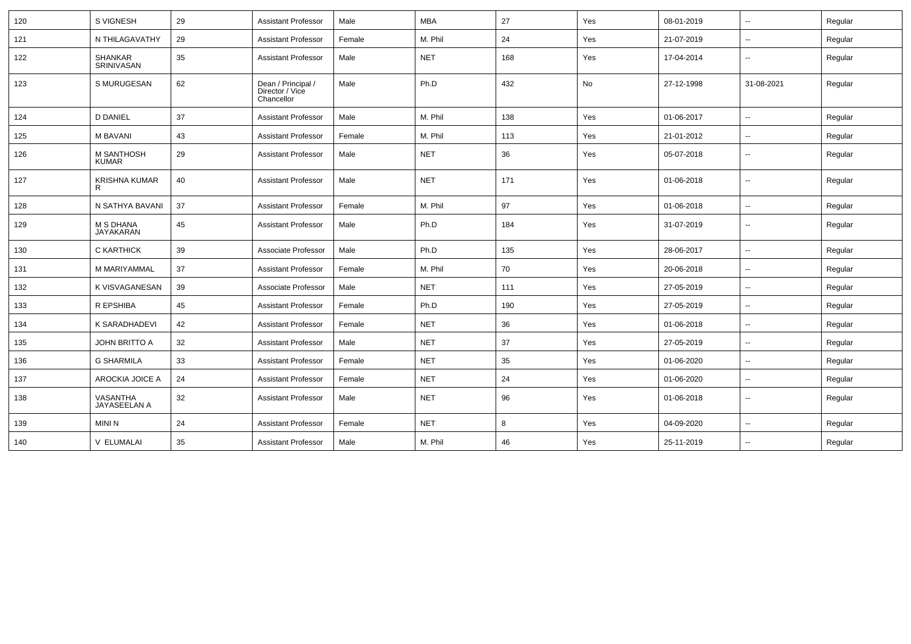| | | | | | | | | | | |
|---|---|---|---|---|---|---|---|---|---|---|
| 120 | S VIGNESH | 29 | Assistant Professor | Male | MBA | 27 | Yes | 08-01-2019 | -- | Regular |
| 121 | N THILAGAVATHY | 29 | Assistant Professor | Female | M. Phil | 24 | Yes | 21-07-2019 | -- | Regular |
| 122 | SHANKAR SRINIVASAN | 35 | Assistant Professor | Male | NET | 168 | Yes | 17-04-2014 | -- | Regular |
| 123 | S MURUGESAN | 62 | Dean / Principal / Director / Vice Chancellor | Male | Ph.D | 432 | No | 27-12-1998 | 31-08-2021 | Regular |
| 124 | D DANIEL | 37 | Assistant Professor | Male | M. Phil | 138 | Yes | 01-06-2017 | -- | Regular |
| 125 | M BAVANI | 43 | Assistant Professor | Female | M. Phil | 113 | Yes | 21-01-2012 | -- | Regular |
| 126 | M SANTHOSH KUMAR | 29 | Assistant Professor | Male | NET | 36 | Yes | 05-07-2018 | -- | Regular |
| 127 | KRISHNA KUMAR R | 40 | Assistant Professor | Male | NET | 171 | Yes | 01-06-2018 | -- | Regular |
| 128 | N SATHYA BAVANI | 37 | Assistant Professor | Female | M. Phil | 97 | Yes | 01-06-2018 | -- | Regular |
| 129 | M S DHANA JAYAKARAN | 45 | Assistant Professor | Male | Ph.D | 184 | Yes | 31-07-2019 | -- | Regular |
| 130 | C KARTHICK | 39 | Associate Professor | Male | Ph.D | 135 | Yes | 28-06-2017 | -- | Regular |
| 131 | M MARIYAMMAL | 37 | Assistant Professor | Female | M. Phil | 70 | Yes | 20-06-2018 | -- | Regular |
| 132 | K VISVAGANESAN | 39 | Associate Professor | Male | NET | 111 | Yes | 27-05-2019 | -- | Regular |
| 133 | R EPSHIBA | 45 | Assistant Professor | Female | Ph.D | 190 | Yes | 27-05-2019 | -- | Regular |
| 134 | K SARADHADEVI | 42 | Assistant Professor | Female | NET | 36 | Yes | 01-06-2018 | -- | Regular |
| 135 | JOHN BRITTO A | 32 | Assistant Professor | Male | NET | 37 | Yes | 27-05-2019 | -- | Regular |
| 136 | G SHARMILA | 33 | Assistant Professor | Female | NET | 35 | Yes | 01-06-2020 | -- | Regular |
| 137 | AROCKIA JOICE A | 24 | Assistant Professor | Female | NET | 24 | Yes | 01-06-2020 | -- | Regular |
| 138 | VASANTHA JAYASEELAN A | 32 | Assistant Professor | Male | NET | 96 | Yes | 01-06-2018 | -- | Regular |
| 139 | MINI N | 24 | Assistant Professor | Female | NET | 8 | Yes | 04-09-2020 | -- | Regular |
| 140 | V ELUMALAI | 35 | Assistant Professor | Male | M. Phil | 46 | Yes | 25-11-2019 | -- | Regular |